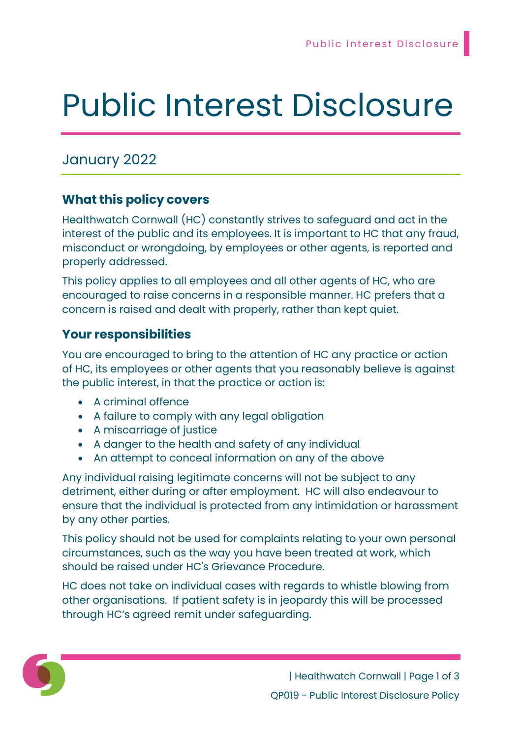# Public Interest Disclosure

## January 2022

### What this policy covers

Healthwatch Cornwall (HC) constantly strives to safeguard and act in the interest of the public and its employees. It is important to HC that any fraud, misconduct or wrongdoing, by employees or other agents, is reported and properly addressed.

This policy applies to all employees and all other agents of HC, who are encouraged to raise concerns in a responsible manner. HC prefers that a concern is raised and dealt with properly, rather than kept quiet.

### Your responsibilities

You are encouraged to bring to the attention of HC any practice or action of HC, its employees or other agents that you reasonably believe is against the public interest, in that the practice or action is:

- A criminal offence
- A failure to comply with any legal obligation
- A miscarriage of justice
- A danger to the health and safety of any individual
- An attempt to conceal information on any of the above

Any individual raising legitimate concerns will not be subject to any detriment, either during or after employment. HC will also endeavour to ensure that the individual is protected from any intimidation or harassment by any other parties.

This policy should not be used for complaints relating to your own personal circumstances, such as the way you have been treated at work, which should be raised under HC's Grievance Procedure.

HC does not take on individual cases with regards to whistle blowing from other organisations. If patient safety is in jeopardy this will be processed through HC's agreed remit under safeguarding.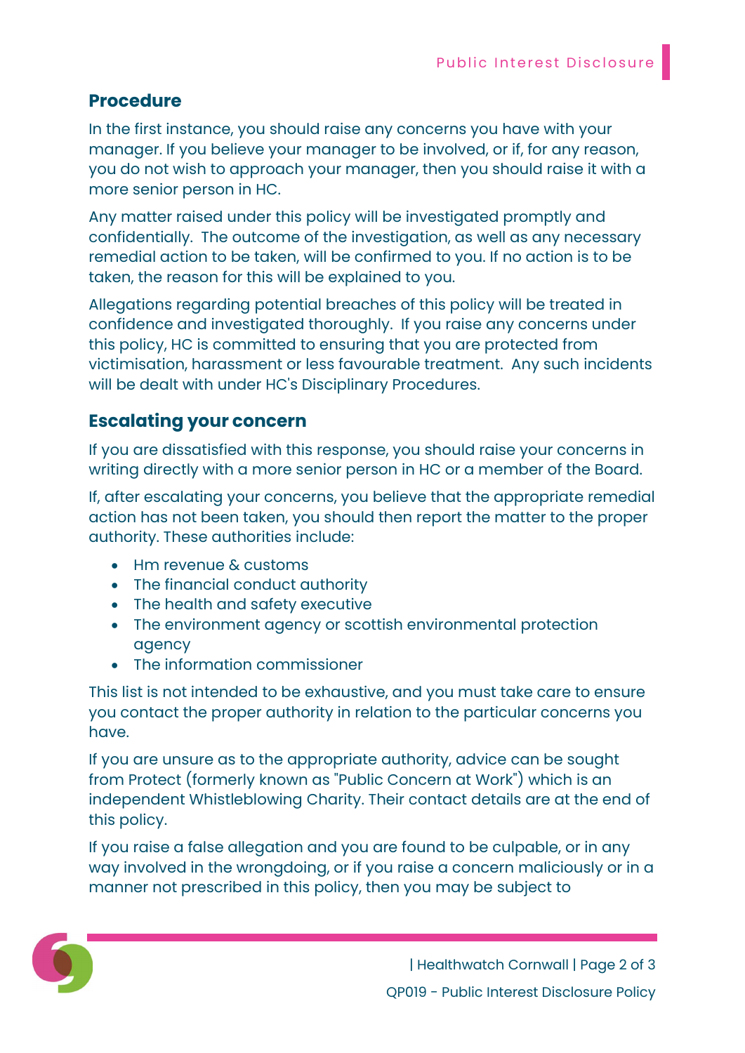## Procedure

In the first instance, you should raise any concerns you have with your manager. If you believe your manager to be involved, or if, for any reason, you do not wish to approach your manager, then you should raise it with a more senior person in HC.

Any matter raised under this policy will be investigated promptly and confidentially. The outcome of the investigation, as well as any necessary remedial action to be taken, will be confirmed to you. If no action is to be taken, the reason for this will be explained to you.

Allegations regarding potential breaches of this policy will be treated in confidence and investigated thoroughly. If you raise any concerns under this policy, HC is committed to ensuring that you are protected from victimisation, harassment or less favourable treatment. Any such incidents will be dealt with under HC's Disciplinary Procedures.

## Escalating your concern

If you are dissatisfied with this response, you should raise your concerns in writing directly with a more senior person in HC or a member of the Board.

If, after escalating your concerns, you believe that the appropriate remedial action has not been taken, you should then report the matter to the proper authority. These authorities include:

- Hm revenue & customs
- The financial conduct authority
- The health and safety executive
- The environment agency or scottish environmental protection agency
- The information commissioner

This list is not intended to be exhaustive, and you must take care to ensure you contact the proper authority in relation to the particular concerns you have.

If you are unsure as to the appropriate authority, advice can be sought from Protect (formerly known as "Public Concern at Work") which is an independent Whistleblowing Charity. Their contact details are at the end of this policy.

If you raise a false allegation and you are found to be culpable, or in any way involved in the wrongdoing, or if you raise a concern maliciously or in a manner not prescribed in this policy, then you may be subject to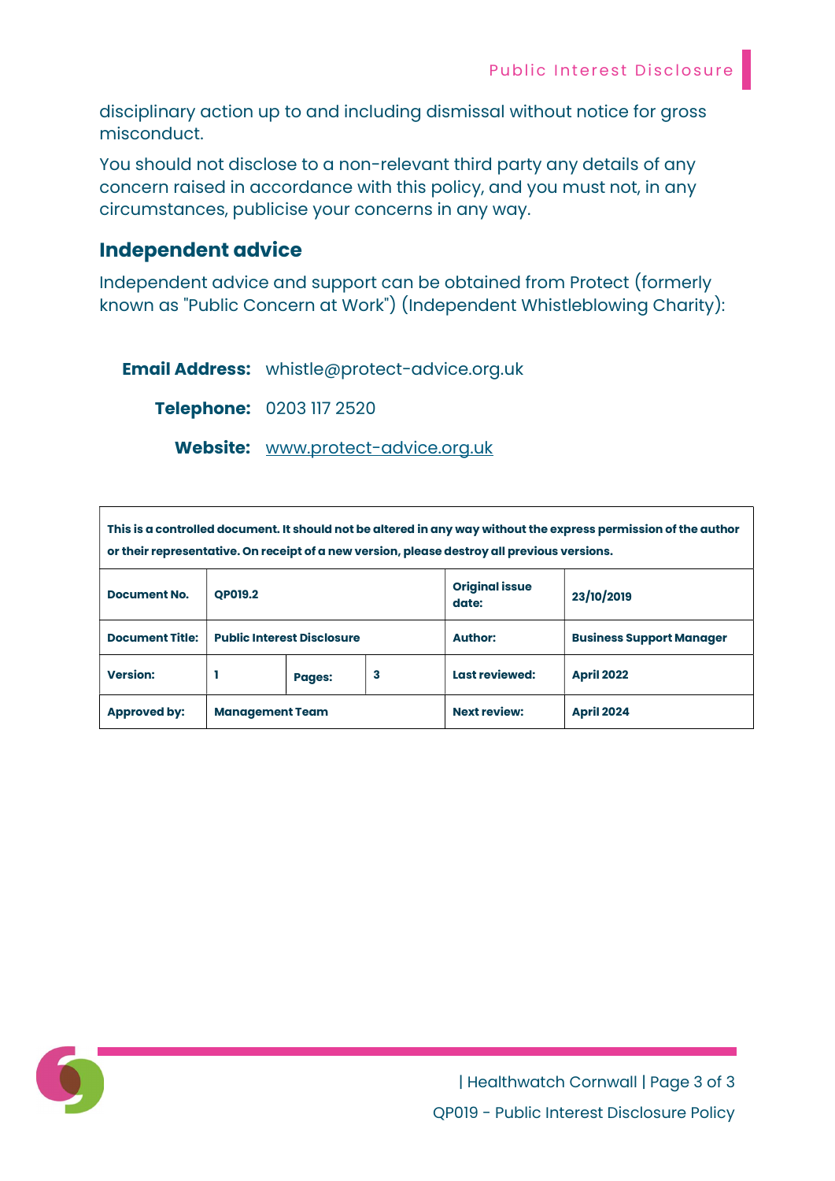disciplinary action up to and including dismissal without notice for gross misconduct.

You should not disclose to a non-relevant third party any details of any concern raised in accordance with this policy, and you must not, in any circumstances, publicise your concerns in any way.

## Independent advice

Independent advice and support can be obtained from Protect (formerly known as "Public Concern at Work") (Independent Whistleblowing Charity):

**Email Address:** whistle@protect-advice.org.uk

**Telephone:** 0203 117 2520

**Website:** www.protect-advice.org.uk

| | | | | | |
|---|---|---|---|---|---|
| **This is a controlled document. It should not be altered in any way without the express permission of the author or their representative. On receipt of a new version, please destroy all previous versions.** | | | | | |
| **Document No.** | **QP019.2** | | | **Original issue date:** | **23/10/2019** |
| **Document Title:** | **Public Interest Disclosure** | | | **Author:** | **Business Support Manager** |
| **Version:** | **1** | **Pages:** | **3** | **Last reviewed:** | **April 2022** |
| **Approved by:** | **Management Team** | | | **Next review:** | **April 2024** |